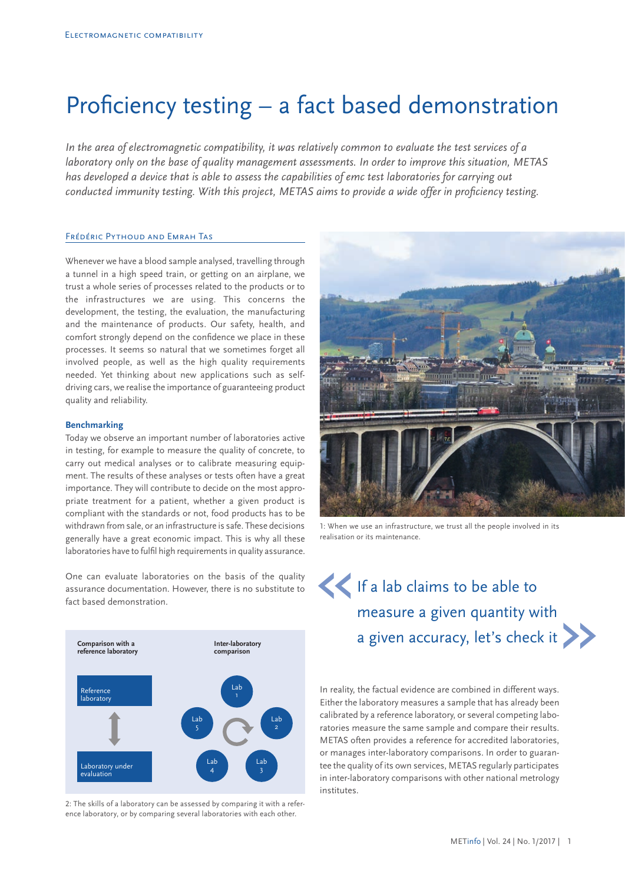# Proficiency testing – a fact based demonstration

*In the area of electromagnetic compatibility, it was relatively common to evaluate the test services of a laboratory only on the base of quality management assessments. In order to improve this situation, METAS has developed a device that is able to assess the capabilities of emc test laboratories for carrying out conducted immunity testing. With this project, METAS aims to provide a wide offer in proficiency testing.*

Frédéric Pythoud and Emrah Tas

Whenever we have a blood sample analysed, travelling through a tunnel in a high speed train, or getting on an airplane, we trust a whole series of processes related to the products or to the infrastructures we are using. This concerns the development, the testing, the evaluation, the manufacturing and the maintenance of products. Our safety, health, and comfort strongly depend on the confidence we place in these processes. It seems so natural that we sometimes forget all involved people, as well as the high quality requirements needed. Yet thinking about new applications such as self-driving cars, we realise the importance of guaranteeing product quality and reliability.

### Benchmarking

Today we observe an important number of laboratories active in testing, for example to measure the quality of concrete, to carry out medical analyses or to calibrate measuring equipment. The results of these analyses or tests often have a great importance. They will contribute to decide on the most appropriate treatment for a patient, whether a given product is compliant with the standards or not, food products has to be withdrawn from sale, or an infrastructure is safe. These decisions generally have a great economic impact. This is why all these laboratories have to fulfil high requirements in quality assurance.

One can evaluate laboratories on the basis of the quality assurance documentation. However, there is no substitute to fact based demonstration.

Comparison with a reference laboratory: Reference laboratory ↔ Laboratory under evaluation

Inter-laboratory comparison: Lab 1, Lab 2, Lab 3, Lab 4, Lab 5

2: The skills of a laboratory can be assessed by comparing it with a reference laboratory, or by comparing several laboratories with each other.

1: When we use an infrastructure, we trust all the people involved in its realisation or its maintenance.

> « If a lab claims to be able to measure a given quantity with a given accuracy, let's check it »

In reality, the factual evidence are combined in different ways. Either the laboratory measures a sample that has already been calibrated by a reference laboratory, or several competing laboratories measure the same sample and compare their results. METAS often provides a reference for accredited laboratories, or manages inter-laboratory comparisons. In order to guarantee the quality of its own services, METAS regularly participates in inter-laboratory comparisons with other national metrology institutes.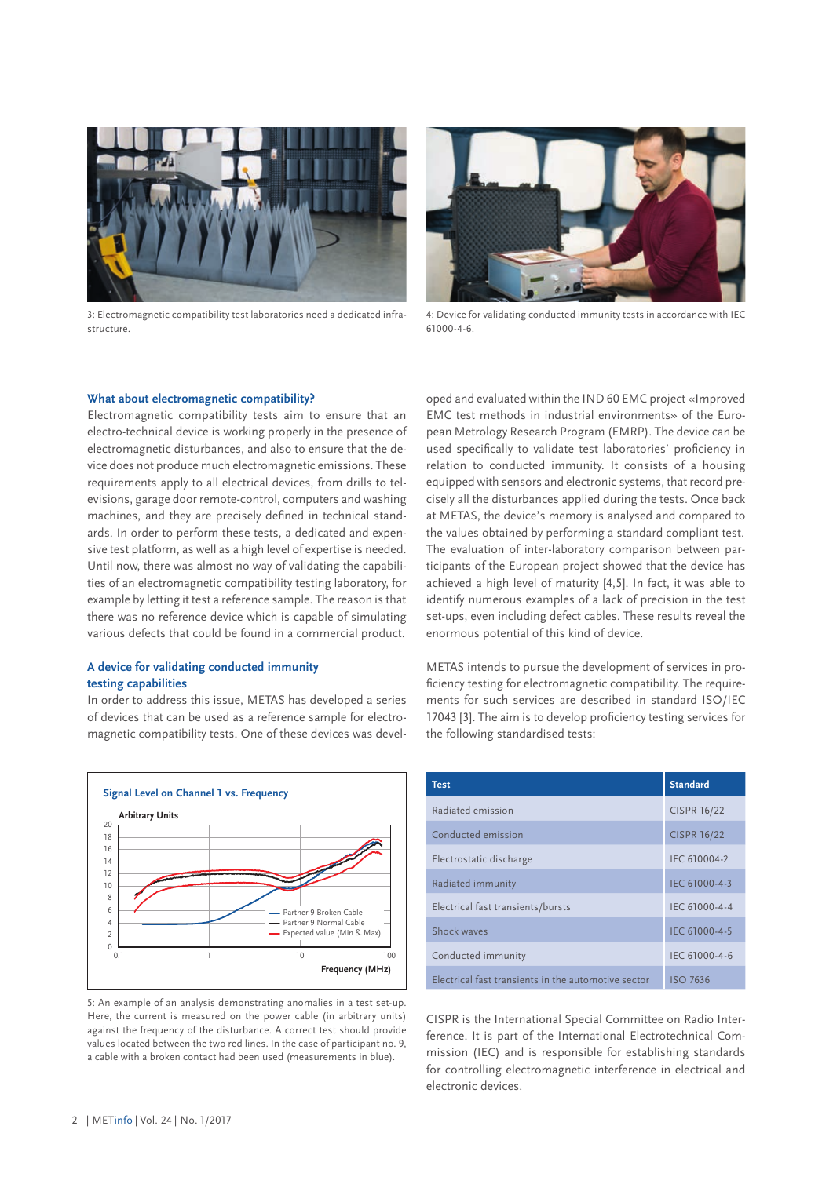3: Electromagnetic compatibility test laboratories need a dedicated infrastructure.

4: Device for validating conducted immunity tests in accordance with IEC 61000-4-6.

### What about electromagnetic compatibility?

Electromagnetic compatibility tests aim to ensure that an electro-technical device is working properly in the presence of electromagnetic disturbances, and also to ensure that the device does not produce much electromagnetic emissions. These requirements apply to all electrical devices, from drills to televisions, garage door remote-control, computers and washing machines, and they are precisely defined in technical standards. In order to perform these tests, a dedicated and expensive test platform, as well as a high level of expertise is needed. Until now, there was almost no way of validating the capabilities of an electromagnetic compatibility testing laboratory, for example by letting it test a reference sample. The reason is that there was no reference device which is capable of simulating various defects that could be found in a commercial product.

### A device for validating conducted immunity testing capabilities

In order to address this issue, METAS has developed a series of devices that can be used as a reference sample for electromagnetic compatibility tests. One of these devices was developed and evaluated within the IND 60 EMC project «Improved EMC test methods in industrial environments» of the European Metrology Research Program (EMRP). The device can be used specifically to validate test laboratories' proficiency in relation to conducted immunity. It consists of a housing equipped with sensors and electronic systems, that record precisely all the disturbances applied during the tests. Once back at METAS, the device's memory is analysed and compared to the values obtained by performing a standard compliant test. The evaluation of inter-laboratory comparison between participants of the European project showed that the device has achieved a high level of maturity [4,5]. In fact, it was able to identify numerous examples of a lack of precision in the test set-ups, even including defect cables. These results reveal the enormous potential of this kind of device.

METAS intends to pursue the development of services in proficiency testing for electromagnetic compatibility. The requirements for such services are described in standard ISO/IEC 17043 [3]. The aim is to develop proficiency testing services for the following standardised tests:

| Test | Standard |
|---|---|
| Radiated emission | CISPR 16/22 |
| Conducted emission | CISPR 16/22 |
| Electrostatic discharge | IEC 610004-2 |
| Radiated immunity | IEC 61000-4-3 |
| Electrical fast transients/bursts | IEC 61000-4-4 |
| Shock waves | IEC 61000-4-5 |
| Conducted immunity | IEC 61000-4-6 |
| Electrical fast transients in the automotive sector | ISO 7636 |

5: An example of an analysis demonstrating anomalies in a test set-up. Here, the current is measured on the power cable (in arbitrary units) against the frequency of the disturbance. A correct test should provide values located between the two red lines. In the case of participant no. 9, a cable with a broken contact had been used (measurements in blue).

CISPR is the International Special Committee on Radio Interference. It is part of the International Electrotechnical Commission (IEC) and is responsible for establishing standards for controlling electromagnetic interference in electrical and electronic devices.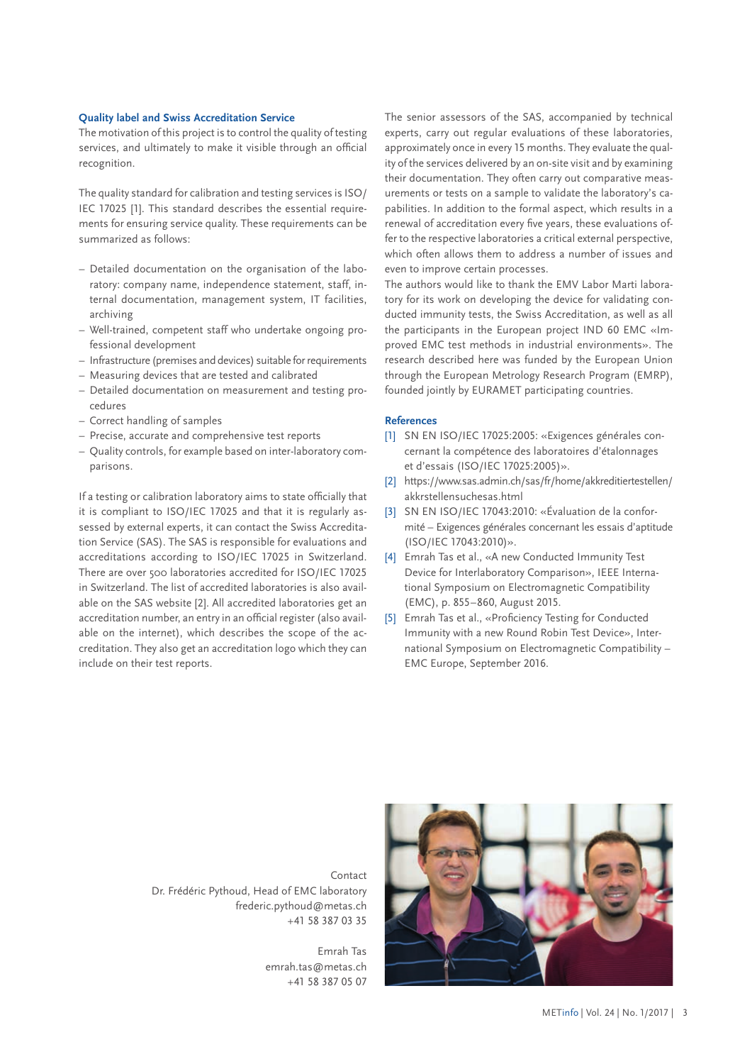## Quality label and Swiss Accreditation Service

The motivation of this project is to control the quality of testing services, and ultimately to make it visible through an official recognition.

The quality standard for calibration and testing services is ISO/IEC 17025 [1]. This standard describes the essential requirements for ensuring service quality. These requirements can be summarized as follows:

- Detailed documentation on the organisation of the laboratory: company name, independence statement, staff, internal documentation, management system, IT facilities, archiving
- Well-trained, competent staff who undertake ongoing professional development
- Infrastructure (premises and devices) suitable for requirements
- Measuring devices that are tested and calibrated
- Detailed documentation on measurement and testing procedures
- Correct handling of samples
- Precise, accurate and comprehensive test reports
- Quality controls, for example based on inter-laboratory comparisons.

If a testing or calibration laboratory aims to state officially that it is compliant to ISO/IEC 17025 and that it is regularly assessed by external experts, it can contact the Swiss Accreditation Service (SAS). The SAS is responsible for evaluations and accreditations according to ISO/IEC 17025 in Switzerland. There are over 500 laboratories accredited for ISO/IEC 17025 in Switzerland. The list of accredited laboratories is also available on the SAS website [2]. All accredited laboratories get an accreditation number, an entry in an official register (also available on the internet), which describes the scope of the accreditation. They also get an accreditation logo which they can include on their test reports.

The senior assessors of the SAS, accompanied by technical experts, carry out regular evaluations of these laboratories, approximately once in every 15 months. They evaluate the quality of the services delivered by an on-site visit and by examining their documentation. They often carry out comparative measurements or tests on a sample to validate the laboratory's capabilities. In addition to the formal aspect, which results in a renewal of accreditation every five years, these evaluations offer to the respective laboratories a critical external perspective, which often allows them to address a number of issues and even to improve certain processes.

The authors would like to thank the EMV Labor Marti laboratory for its work on developing the device for validating conducted immunity tests, the Swiss Accreditation, as well as all the participants in the European project IND 60 EMC «Improved EMC test methods in industrial environments». The research described here was funded by the European Union through the European Metrology Research Program (EMRP), founded jointly by EURAMET participating countries.

## References

[1] SN EN ISO/IEC 17025:2005: «Exigences générales concernant la compétence des laboratoires d'étalonnages et d'essais (ISO/IEC 17025:2005)».

[2] https://www.sas.admin.ch/sas/fr/home/akkreditiertestellen/akkrstellensuchesas.html

[3] SN EN ISO/IEC 17043:2010: «Évaluation de la conformité – Exigences générales concernant les essais d'aptitude (ISO/IEC 17043:2010)».

[4] Emrah Tas et al., «A new Conducted Immunity Test Device for Interlaboratory Comparison», IEEE International Symposium on Electromagnetic Compatibility (EMC), p. 855–860, August 2015.

[5] Emrah Tas et al., «Proficiency Testing for Conducted Immunity with a new Round Robin Test Device», International Symposium on Electromagnetic Compatibility – EMC Europe, September 2016.

Contact
Dr. Frédéric Pythoud, Head of EMC laboratory
frederic.pythoud@metas.ch
+41 58 387 03 35

Emrah Tas
emrah.tas@metas.ch
+41 58 387 05 07